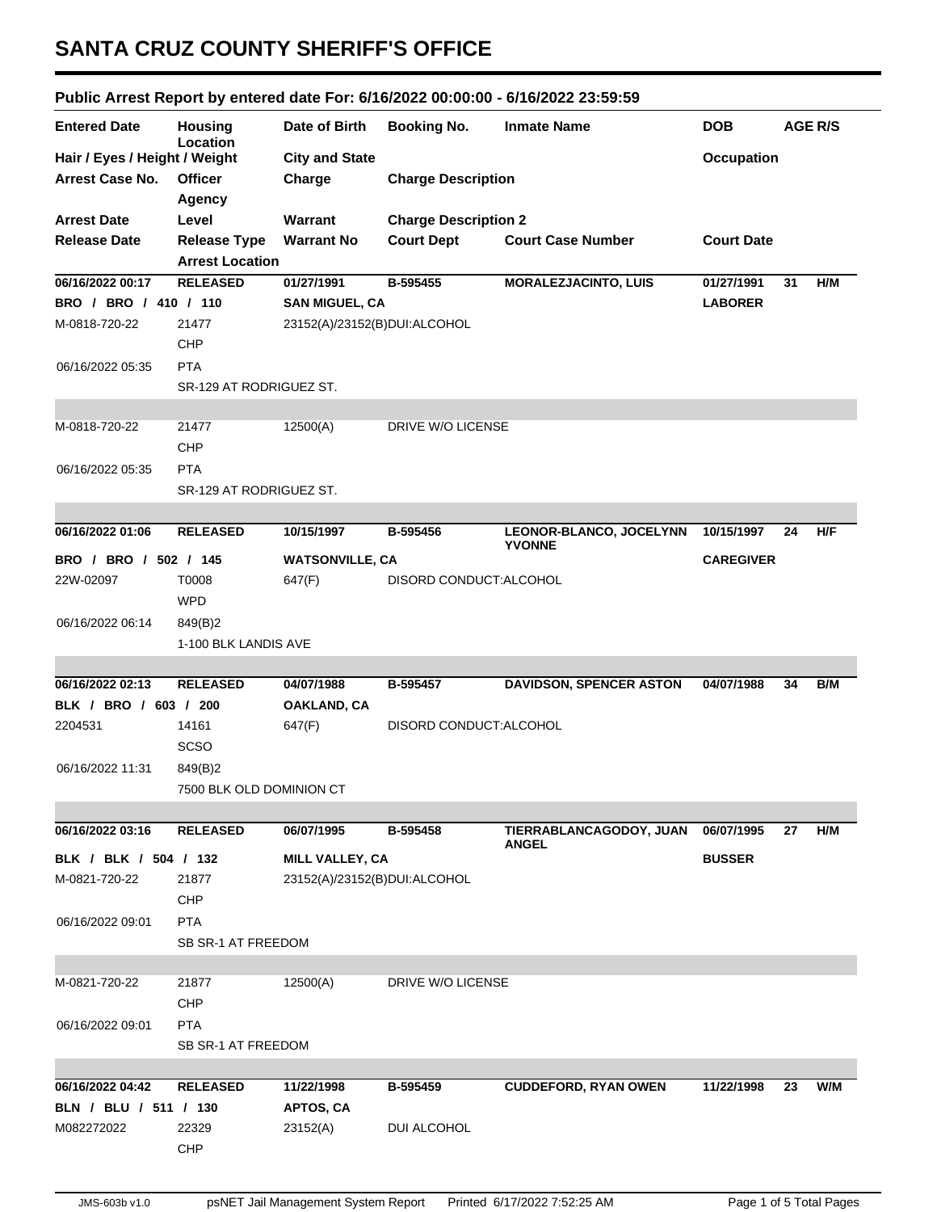# SANTA CRUZ COUNTY SHERIFF'S OFFICE

## Public Arrest Report by entered date For: 6/16/2022 00:00:00 - 6/16/2022 23:59:59

| Entered Date | Housing Location | Date of Birth | Booking No. | Inmate Name | DOB | AGE | R/S |
|---|---|---|---|---|---|---|---|
| Hair / Eyes / Height / Weight | | City and State | | | Occupation | | |
| Arrest Case No. | Officer / Agency | Charge | Charge Description | | | | |
| Arrest Date | Level | Warrant | Charge Description 2 | | | | |
| Release Date | Release Type / Arrest Location | Warrant No | Court Dept | Court Case Number | Court Date | | |
| **06/16/2022 00:17** | **RELEASED** | **01/27/1991** | **B-595455** | **MORALEZJACINTO, LUIS** | **01/27/1991** | **31** | **H/M** |
| **BRO / BRO / 410 / 110** | | **SAN MIGUEL, CA** | | | **LABORER** | | |
| M-0818-720-22 | 21477 / CHP | 23152(A)/23152(B)DUI:ALCOHOL | | | | | |
| 06/16/2022 05:35 | PTA / SR-129 AT RODRIGUEZ ST. | | | | | | |
| M-0818-720-22 | 21477 / CHP | 12500(A) | DRIVE W/O LICENSE | | | | |
| 06/16/2022 05:35 | PTA / SR-129 AT RODRIGUEZ ST. | | | | | | |
| **06/16/2022 01:06** | **RELEASED** | **10/15/1997** | **B-595456** | **LEONOR-BLANCO, JOCELYNN YVONNE** | **10/15/1997** | **24** | **H/F** |
| **BRO / BRO / 502 / 145** | | **WATSONVILLE, CA** | | | **CAREGIVER** | | |
| 22W-02097 | T0008 / WPD | 647(F) | DISORD CONDUCT:ALCOHOL | | | | |
| 06/16/2022 06:14 | 849(B)2 / 1-100 BLK LANDIS AVE | | | | | | |
| **06/16/2022 02:13** | **RELEASED** | **04/07/1988** | **B-595457** | **DAVIDSON, SPENCER ASTON** | **04/07/1988** | **34** | **B/M** |
| **BLK / BRO / 603 / 200** | | **OAKLAND, CA** | | | | | |
| 2204531 | 14161 / SCSO | 647(F) | DISORD CONDUCT:ALCOHOL | | | | |
| 06/16/2022 11:31 | 849(B)2 / 7500 BLK OLD DOMINION CT | | | | | | |
| **06/16/2022 03:16** | **RELEASED** | **06/07/1995** | **B-595458** | **TIERRABLANCAGODOY, JUAN ANGEL** | **06/07/1995** | **27** | **H/M** |
| **BLK / BLK / 504 / 132** | | **MILL VALLEY, CA** | | | **BUSSER** | | |
| M-0821-720-22 | 21877 / CHP | 23152(A)/23152(B)DUI:ALCOHOL | | | | | |
| 06/16/2022 09:01 | PTA / SB SR-1 AT FREEDOM | | | | | | |
| M-0821-720-22 | 21877 / CHP | 12500(A) | DRIVE W/O LICENSE | | | | |
| 06/16/2022 09:01 | PTA / SB SR-1 AT FREEDOM | | | | | | |
| **06/16/2022 04:42** | **RELEASED** | **11/22/1998** | **B-595459** | **CUDDEFORD, RYAN OWEN** | **11/22/1998** | **23** | **W/M** |
| **BLN / BLU / 511 / 130** | | **APTOS, CA** | | | | | |
| M082272022 | 22329 / CHP | 23152(A) | DUI ALCOHOL | | | | |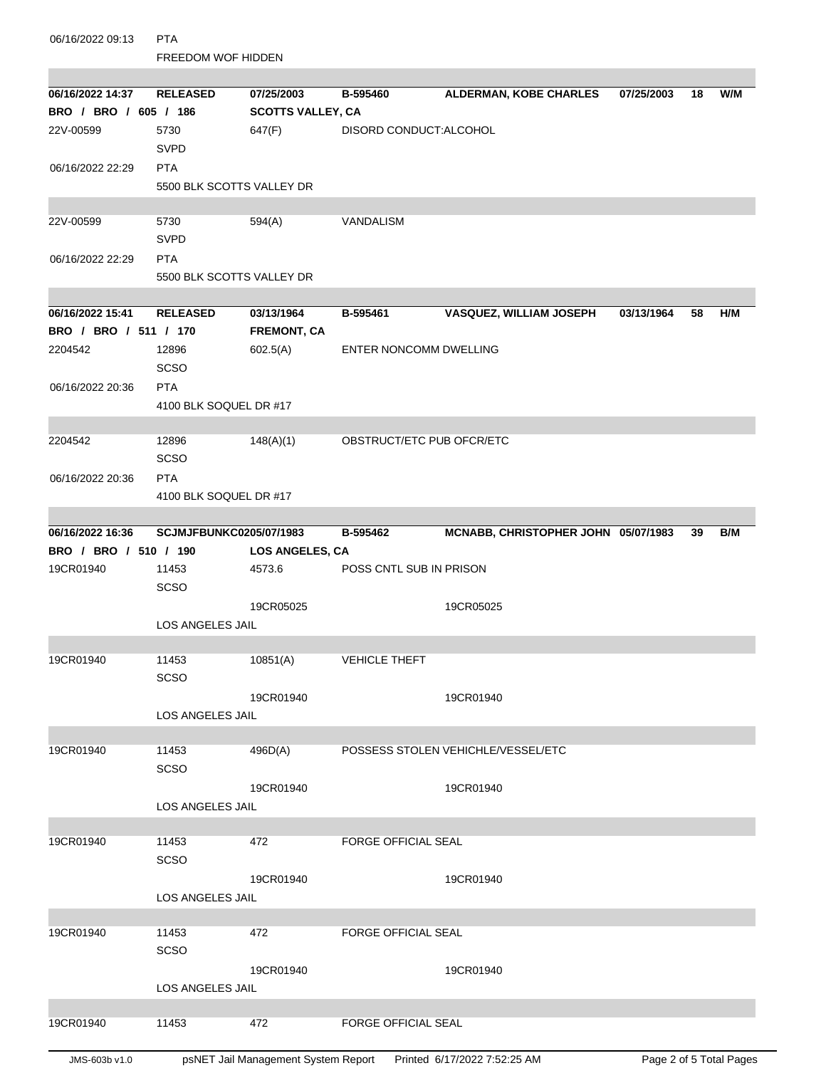| | | | | | | | |
|---|---|---|---|---|---|---|---|
| 06/16/2022 09:13 | PTA | | | | | | |
| | FREEDOM WOF HIDDEN | | | | | | |

| **06/16/2022 14:37** | **RELEASED** | **07/25/2003** | **B-595460** | **ALDERMAN, KOBE CHARLES** | **07/25/2003** | **18** | **W/M** |
|---|---|---|---|---|---|---|---|
| **BRO / BRO / 605 / 186** | | **SCOTTS VALLEY, CA** | | | | | |
| 22V-00599 | 5730 | 647(F) | DISORD CONDUCT:ALCOHOL | | | | |
| | SVPD | | | | | | |
| 06/16/2022 22:29 | PTA | | | | | | |
| | 5500 BLK SCOTTS VALLEY DR | | | | | | |
| 22V-00599 | 5730 | 594(A) | VANDALISM | | | | |
| | SVPD | | | | | | |
| 06/16/2022 22:29 | PTA | | | | | | |
| | 5500 BLK SCOTTS VALLEY DR | | | | | | |

| **06/16/2022 15:41** | **RELEASED** | **03/13/1964** | **B-595461** | **VASQUEZ, WILLIAM JOSEPH** | **03/13/1964** | **58** | **H/M** |
|---|---|---|---|---|---|---|---|
| **BRO / BRO / 511 / 170** | | **FREMONT, CA** | | | | | |
| 2204542 | 12896 | 602.5(A) | ENTER NONCOMM DWELLING | | | | |
| | SCSO | | | | | | |
| 06/16/2022 20:36 | PTA | | | | | | |
| | 4100 BLK SOQUEL DR #17 | | | | | | |
| 2204542 | 12896 | 148(A)(1) | OBSTRUCT/ETC PUB OFCR/ETC | | | | |
| | SCSO | | | | | | |
| 06/16/2022 20:36 | PTA | | | | | | |
| | 4100 BLK SOQUEL DR #17 | | | | | | |

| **06/16/2022 16:36** | **SCJMJFBUNKC0205/07/1983** | | **B-595462** | **MCNABB, CHRISTOPHER JOHN** | **05/07/1983** | **39** | **B/M** |
|---|---|---|---|---|---|---|---|
| **BRO / BRO / 510 / 190** | | **LOS ANGELES, CA** | | | | | |
| 19CR01940 | 11453 | 4573.6 | POSS CNTL SUB IN PRISON | | | | |
| | SCSO | | | | | | |
| | | 19CR05025 | | 19CR05025 | | | |
| | LOS ANGELES JAIL | | | | | | |
| 19CR01940 | 11453 | 10851(A) | VEHICLE THEFT | | | | |
| | SCSO | | | | | | |
| | | 19CR01940 | | 19CR01940 | | | |
| | LOS ANGELES JAIL | | | | | | |
| 19CR01940 | 11453 | 496D(A) | POSSESS STOLEN VEHICHLE/VESSEL/ETC | | | | |
| | SCSO | | | | | | |
| | | 19CR01940 | | 19CR01940 | | | |
| | LOS ANGELES JAIL | | | | | | |
| 19CR01940 | 11453 | 472 | FORGE OFFICIAL SEAL | | | | |
| | SCSO | | | | | | |
| | | 19CR01940 | | 19CR01940 | | | |
| | LOS ANGELES JAIL | | | | | | |
| 19CR01940 | 11453 | 472 | FORGE OFFICIAL SEAL | | | | |
| | SCSO | | | | | | |
| | | 19CR01940 | | 19CR01940 | | | |
| | LOS ANGELES JAIL | | | | | | |
| 19CR01940 | 11453 | 472 | FORGE OFFICIAL SEAL | | | | |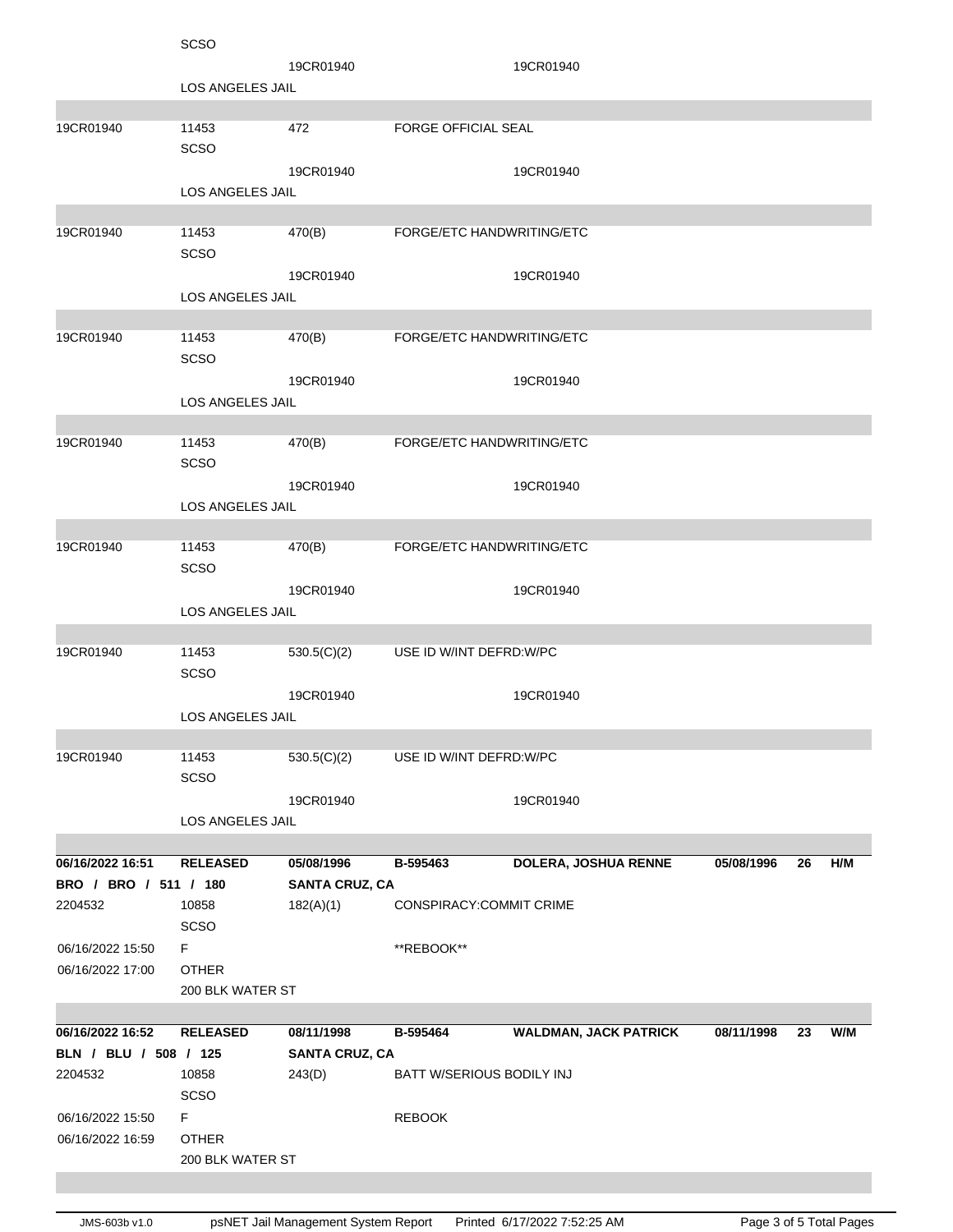| | | | | | | | |
|---|---|---|---|---|---|---|---|
| | SCSO | | | | | | |
| | | 19CR01940 | | 19CR01940 | | | |
| | LOS ANGELES JAIL | | | | | | |
| 19CR01940 | 11453 | 472 | FORGE OFFICIAL SEAL | | | | |
| | SCSO | | | | | | |
| | | 19CR01940 | | 19CR01940 | | | |
| | LOS ANGELES JAIL | | | | | | |
| 19CR01940 | 11453 | 470(B) | FORGE/ETC HANDWRITING/ETC | | | | |
| | SCSO | | | | | | |
| | | 19CR01940 | | 19CR01940 | | | |
| | LOS ANGELES JAIL | | | | | | |
| 19CR01940 | 11453 | 470(B) | FORGE/ETC HANDWRITING/ETC | | | | |
| | SCSO | | | | | | |
| | | 19CR01940 | | 19CR01940 | | | |
| | LOS ANGELES JAIL | | | | | | |
| 19CR01940 | 11453 | 470(B) | FORGE/ETC HANDWRITING/ETC | | | | |
| | SCSO | | | | | | |
| | | 19CR01940 | | 19CR01940 | | | |
| | LOS ANGELES JAIL | | | | | | |
| 19CR01940 | 11453 | 470(B) | FORGE/ETC HANDWRITING/ETC | | | | |
| | SCSO | | | | | | |
| | | 19CR01940 | | 19CR01940 | | | |
| | LOS ANGELES JAIL | | | | | | |
| 19CR01940 | 11453 | 530.5(C)(2) | USE ID W/INT DEFRD:W/PC | | | | |
| | SCSO | | | | | | |
| | | 19CR01940 | | 19CR01940 | | | |
| | LOS ANGELES JAIL | | | | | | |
| 19CR01940 | 11453 | 530.5(C)(2) | USE ID W/INT DEFRD:W/PC | | | | |
| | SCSO | | | | | | |
| | | 19CR01940 | | 19CR01940 | | | |
| | LOS ANGELES JAIL | | | | | | |
| **06/16/2022 16:51** | **RELEASED** | **05/08/1996** | **B-595463** | **DOLERA, JOSHUA RENNE** | **05/08/1996** | **26** | **H/M** |
| **BRO / BRO / 511 / 180** | | **SANTA CRUZ, CA** | | | | | |
| 2204532 | 10858 | 182(A)(1) | CONSPIRACY:COMMIT CRIME | | | | |
| | SCSO | | | | | | |
| 06/16/2022 15:50 | F | | **REBOOK** | | | | |
| 06/16/2022 17:00 | OTHER | | | | | | |
| | 200 BLK WATER ST | | | | | | |
| **06/16/2022 16:52** | **RELEASED** | **08/11/1998** | **B-595464** | **WALDMAN, JACK PATRICK** | **08/11/1998** | **23** | **W/M** |
| **BLN / BLU / 508 / 125** | | **SANTA CRUZ, CA** | | | | | |
| 2204532 | 10858 | 243(D) | BATT W/SERIOUS BODILY INJ | | | | |
| | SCSO | | | | | | |
| 06/16/2022 15:50 | F | | REBOOK | | | | |
| 06/16/2022 16:59 | OTHER | | | | | | |
| | 200 BLK WATER ST | | | | | | |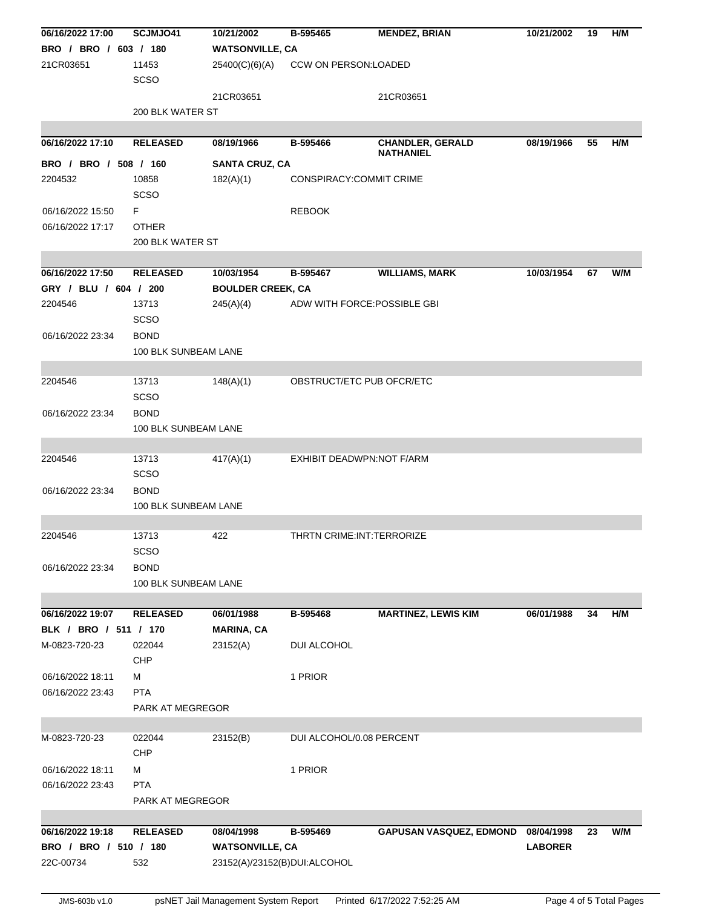| | | | | | | | |
|---|---|---|---|---|---|---|---|
| **06/16/2022 17:00** | **SCJMJO41** | **10/21/2002** | **B-595465** | **MENDEZ, BRIAN** | **10/21/2002** | **19** | **H/M** |
| **BRO / BRO / 603 / 180** | | **WATSONVILLE, CA** | | | | | |
| 21CR03651 | 11453 SCSO | 25400(C)(6)(A) | CCW ON PERSON:LOADED | | | | |
| | | 21CR03651 | | 21CR03651 | | | |
| | 200 BLK WATER ST | | | | | | |
| | | | | | | | |
| **06/16/2022 17:10** | **RELEASED** | **08/19/1966** | **B-595466** | **CHANDLER, GERALD NATHANIEL** | **08/19/1966** | **55** | **H/M** |
| **BRO / BRO / 508 / 160** | | **SANTA CRUZ, CA** | | | | | |
| 2204532 | 10858 SCSO | 182(A)(1) | CONSPIRACY:COMMIT CRIME | | | | |
| 06/16/2022 15:50 | F | | REBOOK | | | | |
| 06/16/2022 17:17 | OTHER | | | | | | |
| | 200 BLK WATER ST | | | | | | |
| | | | | | | | |
| **06/16/2022 17:50** | **RELEASED** | **10/03/1954** | **B-595467** | **WILLIAMS, MARK** | **10/03/1954** | **67** | **W/M** |
| **GRY / BLU / 604 / 200** | | **BOULDER CREEK, CA** | | | | | |
| 2204546 | 13713 SCSO | 245(A)(4) | ADW WITH FORCE:POSSIBLE GBI | | | | |
| 06/16/2022 23:34 | BOND | | | | | | |
| | 100 BLK SUNBEAM LANE | | | | | | |
| | | | | | | | |
| 2204546 | 13713 SCSO | 148(A)(1) | OBSTRUCT/ETC PUB OFCR/ETC | | | | |
| 06/16/2022 23:34 | BOND | | | | | | |
| | 100 BLK SUNBEAM LANE | | | | | | |
| | | | | | | | |
| 2204546 | 13713 SCSO | 417(A)(1) | EXHIBIT DEADWPN:NOT F/ARM | | | | |
| 06/16/2022 23:34 | BOND | | | | | | |
| | 100 BLK SUNBEAM LANE | | | | | | |
| | | | | | | | |
| 2204546 | 13713 SCSO | 422 | THRTN CRIME:INT:TERRORIZE | | | | |
| 06/16/2022 23:34 | BOND | | | | | | |
| | 100 BLK SUNBEAM LANE | | | | | | |
| | | | | | | | |
| **06/16/2022 19:07** | **RELEASED** | **06/01/1988** | **B-595468** | **MARTINEZ, LEWIS KIM** | **06/01/1988** | **34** | **H/M** |
| **BLK / BRO / 511 / 170** | | **MARINA, CA** | | | | | |
| M-0823-720-23 | 022044 CHP | 23152(A) | DUI ALCOHOL | | | | |
| 06/16/2022 18:11 | M | | 1 PRIOR | | | | |
| 06/16/2022 23:43 | PTA | | | | | | |
| | PARK AT MEGREGOR | | | | | | |
| | | | | | | | |
| M-0823-720-23 | 022044 CHP | 23152(B) | DUI ALCOHOL/0.08 PERCENT | | | | |
| 06/16/2022 18:11 | M | | 1 PRIOR | | | | |
| 06/16/2022 23:43 | PTA | | | | | | |
| | PARK AT MEGREGOR | | | | | | |
| | | | | | | | |
| **06/16/2022 19:18** | **RELEASED** | **08/04/1998** | **B-595469** | **GAPUSAN VASQUEZ, EDMOND** | **08/04/1998** | **23** | **W/M** |
| **BRO / BRO / 510 / 180** | | **WATSONVILLE, CA** | | | **LABORER** | | |
| 22C-00734 | 532 | 23152(A)/23152(B)DUI:ALCOHOL | | | | | |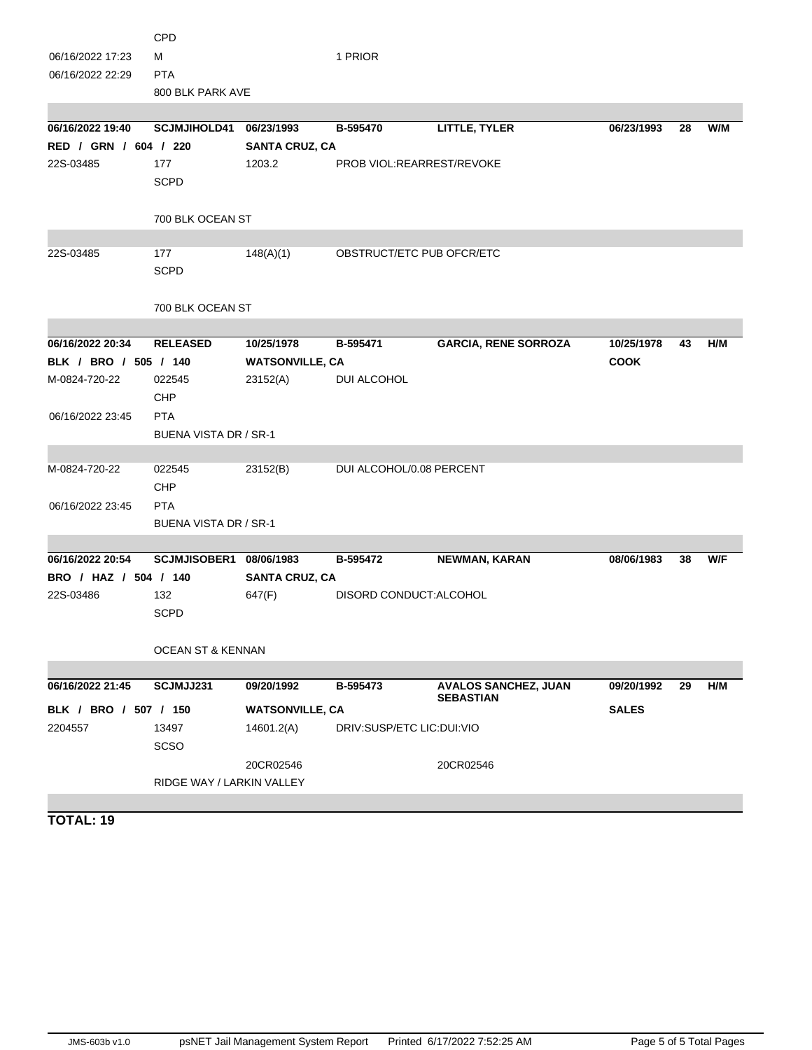| | | | | | | | |
|---|---|---|---|---|---|---|---|
| | CPD | | | | | | |
| 06/16/2022 17:23 | M | | 1 PRIOR | | | | |
| 06/16/2022 22:29 | PTA | | | | | | |
| | 800 BLK PARK AVE | | | | | | |
| **06/16/2022 19:40** | **SCJMJIHOLD41** | **06/23/1993** | **B-595470** | **LITTLE, TYLER** | **06/23/1993** | **28** | **W/M** |
| **RED / GRN / 604 / 220** | | **SANTA CRUZ, CA** | | | | | |
| 22S-03485 | 177 | 1203.2 | PROB VIOL:REARREST/REVOKE | | | | |
| | SCPD | | | | | | |
| | 700 BLK OCEAN ST | | | | | | |
| 22S-03485 | 177 | 148(A)(1) | OBSTRUCT/ETC PUB OFCR/ETC | | | | |
| | SCPD | | | | | | |
| | 700 BLK OCEAN ST | | | | | | |
| **06/16/2022 20:34** | **RELEASED** | **10/25/1978** | **B-595471** | **GARCIA, RENE SORROZA** | **10/25/1978** | **43** | **H/M** |
| **BLK / BRO / 505 / 140** | | **WATSONVILLE, CA** | | | **COOK** | | |
| M-0824-720-22 | 022545 | 23152(A) | DUI ALCOHOL | | | | |
| | CHP | | | | | | |
| 06/16/2022 23:45 | PTA | | | | | | |
| | BUENA VISTA DR / SR-1 | | | | | | |
| M-0824-720-22 | 022545 | 23152(B) | DUI ALCOHOL/0.08 PERCENT | | | | |
| | CHP | | | | | | |
| 06/16/2022 23:45 | PTA | | | | | | |
| | BUENA VISTA DR / SR-1 | | | | | | |
| **06/16/2022 20:54** | **SCJMJISOBER1** | **08/06/1983** | **B-595472** | **NEWMAN, KARAN** | **08/06/1983** | **38** | **W/F** |
| **BRO / HAZ / 504 / 140** | | **SANTA CRUZ, CA** | | | | | |
| 22S-03486 | 132 | 647(F) | DISORD CONDUCT:ALCOHOL | | | | |
| | SCPD | | | | | | |
| | OCEAN ST & KENNAN | | | | | | |
| **06/16/2022 21:45** | **SCJMJJ231** | **09/20/1992** | **B-595473** | **AVALOS SANCHEZ, JUAN SEBASTIAN** | **09/20/1992** | **29** | **H/M** |
| **BLK / BRO / 507 / 150** | | **WATSONVILLE, CA** | | | **SALES** | | |
| 2204557 | 13497 | 14601.2(A) | DRIV:SUSP/ETC LIC:DUI:VIO | | | | |
| | SCSO | | | | | | |
| | | 20CR02546 | | 20CR02546 | | | |
| | RIDGE WAY / LARKIN VALLEY | | | | | | |

**TOTAL: 19**